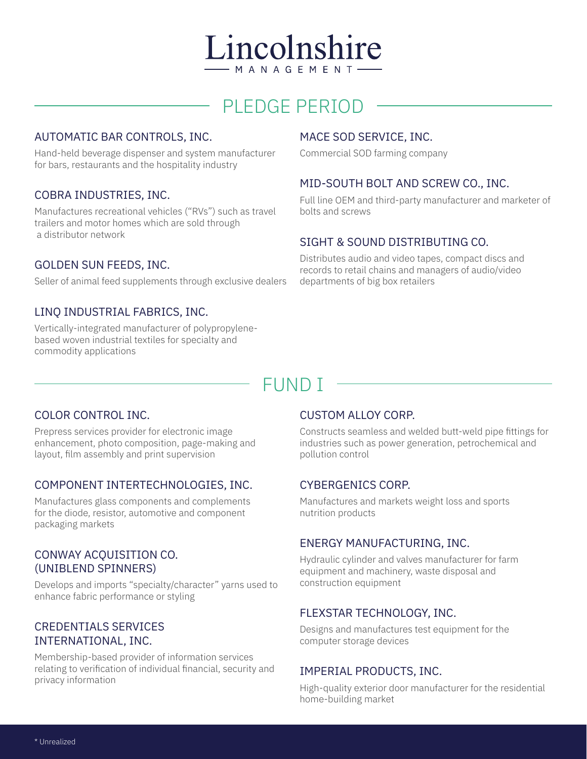# Lincolnshire

MANAGEMENT

## PLEDGE PERIOD

### AUTOMATIC BAR CONTROLS, INC.

Hand-held beverage dispenser and system manufacturer for bars, restaurants and the hospitality industry

### COBRA INDUSTRIES, INC.

Manufactures recreational vehicles ("RVs") such as travel trailers and motor homes which are sold through a distributor network

### GOLDEN SUN FEEDS, INC.

Seller of animal feed supplements through exclusive dealers

### LINQ INDUSTRIAL FABRICS, INC.

Vertically-integrated manufacturer of polypropylene-based woven industrial textiles for specialty and commodity applications

### MACE SOD SERVICE, INC.

Commercial SOD farming company

### MID-SOUTH BOLT AND SCREW CO., INC.

Full line OEM and third-party manufacturer and marketer of bolts and screws

### SIGHT & SOUND DISTRIBUTING CO.

Distributes audio and video tapes, compact discs and records to retail chains and managers of audio/video departments of big box retailers

## FUND I

### COLOR CONTROL INC.

Prepress services provider for electronic image enhancement, photo composition, page-making and layout, film assembly and print supervision

### COMPONENT INTERTECHNOLOGIES, INC.

Manufactures glass components and complements for the diode, resistor, automotive and component packaging markets

### CONWAY ACQUISITION CO. (UNIBLEND SPINNERS)

Develops and imports "specialty/character" yarns used to enhance fabric performance or styling

### CREDENTIALS SERVICES INTERNATIONAL, INC.

Membership-based provider of information services relating to verification of individual financial, security and privacy information

### CUSTOM ALLOY CORP.

Constructs seamless and welded butt-weld pipe fittings for industries such as power generation, petrochemical and pollution control

### CYBERGENICS CORP.

Manufactures and markets weight loss and sports nutrition products

### ENERGY MANUFACTURING, INC.

Hydraulic cylinder and valves manufacturer for farm equipment and machinery, waste disposal and construction equipment

### FLEXSTAR TECHNOLOGY, INC.

Designs and manufactures test equipment for the computer storage devices

### IMPERIAL PRODUCTS, INC.

High-quality exterior door manufacturer for the residential home-building market

* Unrealized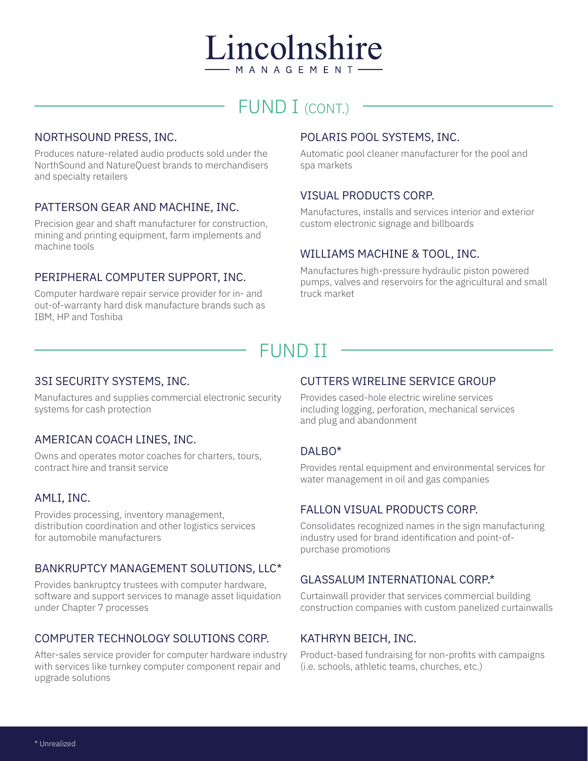# Lincolnshire

MANAGEMENT

## FUND I (CONT.)

### NORTHSOUND PRESS, INC.

Produces nature-related audio products sold under the NorthSound and NatureQuest brands to merchandisers and specialty retailers

### PATTERSON GEAR AND MACHINE, INC.

Precision gear and shaft manufacturer for construction, mining and printing equipment, farm implements and machine tools

### PERIPHERAL COMPUTER SUPPORT, INC.

Computer hardware repair service provider for in- and out-of-warranty hard disk manufacture brands such as IBM, HP and Toshiba

### POLARIS POOL SYSTEMS, INC.

Automatic pool cleaner manufacturer for the pool and spa markets

### VISUAL PRODUCTS CORP.

Manufactures, installs and services interior and exterior custom electronic signage and billboards

### WILLIAMS MACHINE & TOOL, INC.

Manufactures high-pressure hydraulic piston powered pumps, valves and reservoirs for the agricultural and small truck market

## FUND II

### 3SI SECURITY SYSTEMS, INC.

Manufactures and supplies commercial electronic security systems for cash protection

### AMERICAN COACH LINES, INC.

Owns and operates motor coaches for charters, tours, contract hire and transit service

### AMLI, INC.

Provides processing, inventory management, distribution coordination and other logistics services for automobile manufacturers

### BANKRUPTCY MANAGEMENT SOLUTIONS, LLC*

Provides bankruptcy trustees with computer hardware, software and support services to manage asset liquidation under Chapter 7 processes

### COMPUTER TECHNOLOGY SOLUTIONS CORP.

After-sales service provider for computer hardware industry with services like turnkey computer component repair and upgrade solutions

### CUTTERS WIRELINE SERVICE GROUP

Provides cased-hole electric wireline services including logging, perforation, mechanical services and plug and abandonment

### DALBO*

Provides rental equipment and environmental services for water management in oil and gas companies

### FALLON VISUAL PRODUCTS CORP.

Consolidates recognized names in the sign manufacturing industry used for brand identification and point-of-purchase promotions

### GLASSALUM INTERNATIONAL CORP.*

Curtainwall provider that services commercial building construction companies with custom panelized curtainwalls

### KATHRYN BEICH, INC.

Product-based fundraising for non-profits with campaigns (i.e. schools, athletic teams, churches, etc.)

\* Unrealized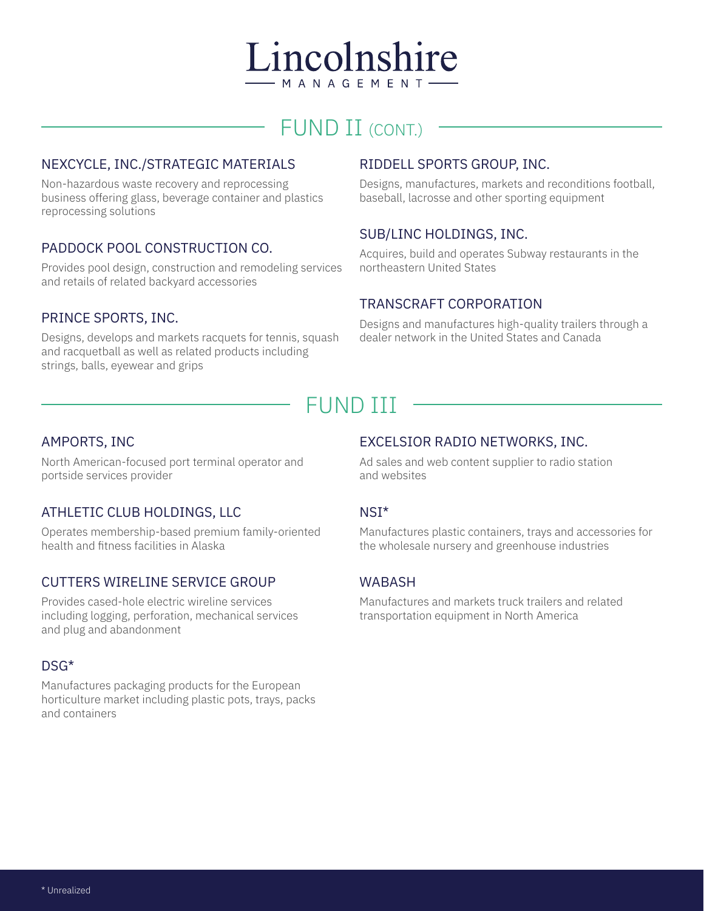# Lincolnshire

MANAGEMENT

## FUND II (CONT.)

### NEXCYCLE, INC./STRATEGIC MATERIALS

Non-hazardous waste recovery and reprocessing business offering glass, beverage container and plastics reprocessing solutions

### PADDOCK POOL CONSTRUCTION CO.

Provides pool design, construction and remodeling services and retails of related backyard accessories

### PRINCE SPORTS, INC.

Designs, develops and markets racquets for tennis, squash and racquetball as well as related products including strings, balls, eyewear and grips

### RIDDELL SPORTS GROUP, INC.

Designs, manufactures, markets and reconditions football, baseball, lacrosse and other sporting equipment

### SUB/LINC HOLDINGS, INC.

Acquires, build and operates Subway restaurants in the northeastern United States

### TRANSCRAFT CORPORATION

Designs and manufactures high-quality trailers through a dealer network in the United States and Canada

## FUND III

### AMPORTS, INC

North American-focused port terminal operator and portside services provider

### ATHLETIC CLUB HOLDINGS, LLC

Operates membership-based premium family-oriented health and fitness facilities in Alaska

### CUTTERS WIRELINE SERVICE GROUP

Provides cased-hole electric wireline services including logging, perforation, mechanical services and plug and abandonment

### DSG*

Manufactures packaging products for the European horticulture market including plastic pots, trays, packs and containers

### EXCELSIOR RADIO NETWORKS, INC.

Ad sales and web content supplier to radio station and websites

### NSI*

Manufactures plastic containers, trays and accessories for the wholesale nursery and greenhouse industries

### WABASH

Manufactures and markets truck trailers and related transportation equipment in North America

* Unrealized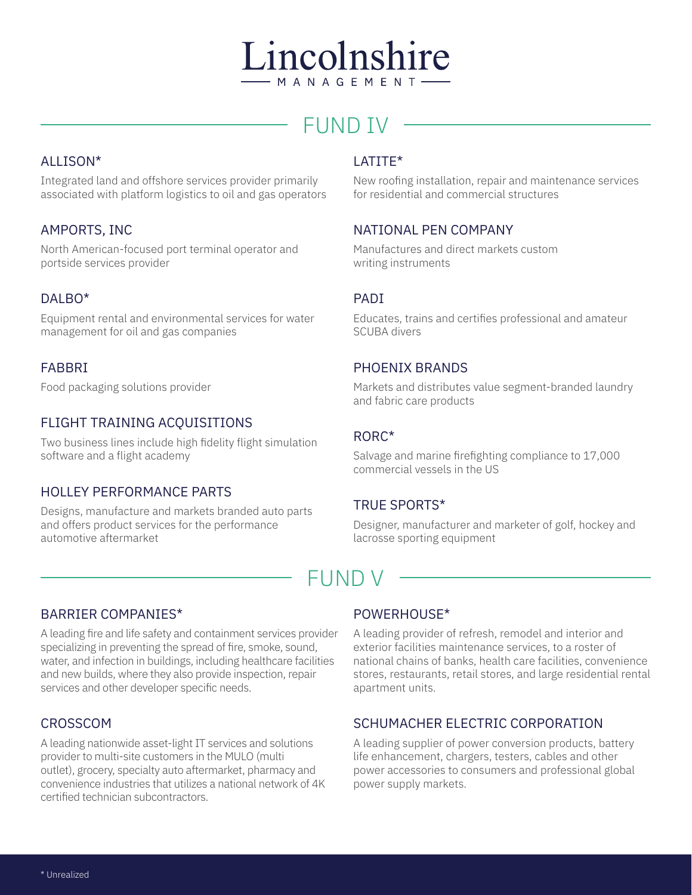# Lincolnshire

MANAGEMENT

## FUND IV

### ALLISON*

Integrated land and offshore services provider primarily associated with platform logistics to oil and gas operators

### AMPORTS, INC

North American-focused port terminal operator and portside services provider

### DALBO*

Equipment rental and environmental services for water management for oil and gas companies

### FABBRI

Food packaging solutions provider

### FLIGHT TRAINING ACQUISITIONS

Two business lines include high fidelity flight simulation software and a flight academy

### HOLLEY PERFORMANCE PARTS

Designs, manufacture and markets branded auto parts and offers product services for the performance automotive aftermarket

### LATITE*

New roofing installation, repair and maintenance services for residential and commercial structures

### NATIONAL PEN COMPANY

Manufactures and direct markets custom writing instruments

### PADI

Educates, trains and certifies professional and amateur SCUBA divers

### PHOENIX BRANDS

Markets and distributes value segment-branded laundry and fabric care products

### RORC*

Salvage and marine firefighting compliance to 17,000 commercial vessels in the US

### TRUE SPORTS*

Designer, manufacturer and marketer of golf, hockey and lacrosse sporting equipment

## FUND V

### BARRIER COMPANIES*

A leading fire and life safety and containment services provider specializing in preventing the spread of fire, smoke, sound, water, and infection in buildings, including healthcare facilities and new builds, where they also provide inspection, repair services and other developer specific needs.

### CROSSCOM

A leading nationwide asset-light IT services and solutions provider to multi-site customers in the MULO (multi outlet), grocery, specialty auto aftermarket, pharmacy and convenience industries that utilizes a national network of 4K certified technician subcontractors.

### POWERHOUSE*

A leading provider of refresh, remodel and interior and exterior facilities maintenance services, to a roster of national chains of banks, health care facilities, convenience stores, restaurants, retail stores, and large residential rental apartment units.

### SCHUMACHER ELECTRIC CORPORATION

A leading supplier of power conversion products, battery life enhancement, chargers, testers, cables and other power accessories to consumers and professional global power supply markets.

* Unrealized